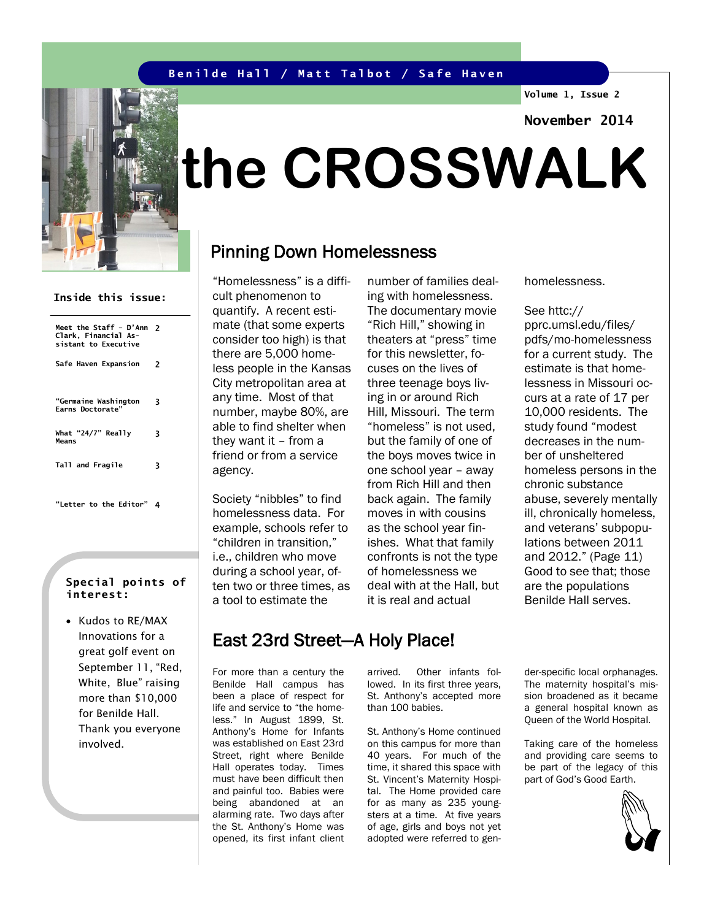Benilde Hall / Matt Talbot / Safe Haven

Volume 1, Issue 2

November 2014

# the CROSSWALK

**Inside this issue:**

| | |
|---|---|
| Meet the Staff - D'Ann Clark, Financial Assistant to Executive | 2 |
| Safe Haven Expansion | 2 |
| "Germaine Washington Earns Doctorate" | 3 |
| What "24/7" Really Means | 3 |
| Tall and Fragile | 3 |
| "Letter to the Editor" | 4 |

**Special points of interest:**

- Kudos to RE/MAX Innovations for a great golf event on September 11, "Red, White, Blue" raising more than $10,000 for Benilde Hall. Thank you everyone involved.

## Pinning Down Homelessness

"Homelessness" is a difficult phenomenon to quantify. A recent estimate (that some experts consider too high) is that there are 5,000 homeless people in the Kansas City metropolitan area at any time. Most of that number, maybe 80%, are able to find shelter when they want it – from a friend or from a service agency.

Society "nibbles" to find homelessness data. For example, schools refer to "children in transition," i.e., children who move during a school year, often two or three times, as a tool to estimate the number of families dealing with homelessness. The documentary movie "Rich Hill," showing in theaters at "press" time for this newsletter, focuses on the lives of three teenage boys living in or around Rich Hill, Missouri. The term "homeless" is not used, but the family of one of the boys moves twice in one school year – away from Rich Hill and then back again. The family moves in with cousins as the school year finishes. What that family confronts is not the type of homelessness we deal with at the Hall, but it is real and actual homelessness.

See httc://pprc.umsl.edu/files/pdfs/mo-homelessness for a current study. The estimate is that homelessness in Missouri occurs at a rate of 17 per 10,000 residents. The study found "modest decreases in the number of unsheltered homeless persons in the chronic substance abuse, severely mentally ill, chronically homeless, and veterans' subpopulations between 2011 and 2012." (Page 11) Good to see that; those are the populations Benilde Hall serves.

## East 23rd Street—A Holy Place!

For more than a century the Benilde Hall campus has been a place of respect for life and service to "the homeless." In August 1899, St. Anthony's Home for Infants was established on East 23rd Street, right where Benilde Hall operates today. Times must have been difficult then and painful too. Babies were being abandoned at an alarming rate. Two days after the St. Anthony's Home was opened, its first infant client arrived. Other infants followed. In its first three years, St. Anthony's accepted more than 100 babies.

St. Anthony's Home continued on this campus for more than 40 years. For much of the time, it shared this space with St. Vincent's Maternity Hospital. The Home provided care for as many as 235 youngsters at a time. At five years of age, girls and boys not yet adopted were referred to gender-specific local orphanages. The maternity hospital's mission broadened as it became a general hospital known as Queen of the World Hospital.

Taking care of the homeless and providing care seems to be part of the legacy of this part of God's Good Earth.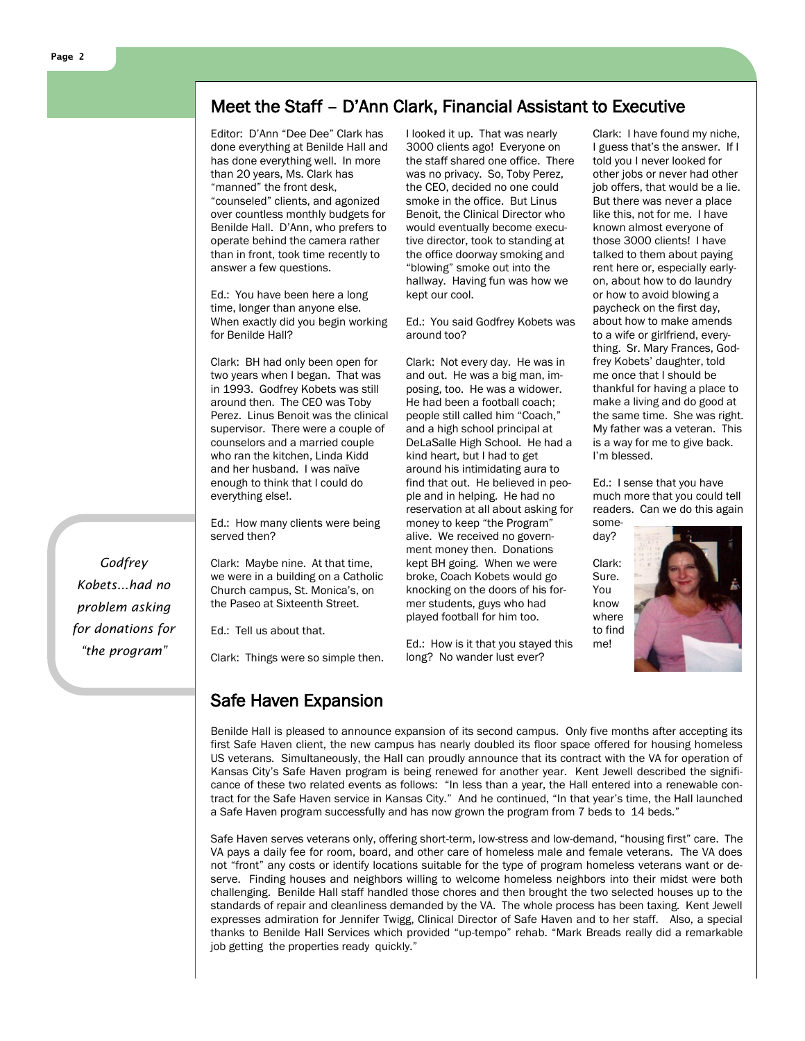## Meet the Staff – D'Ann Clark, Financial Assistant to Executive

Editor: D'Ann "Dee Dee" Clark has done everything at Benilde Hall and has done everything well. In more than 20 years, Ms. Clark has "manned" the front desk, "counseled" clients, and agonized over countless monthly budgets for Benilde Hall. D'Ann, who prefers to operate behind the camera rather than in front, took time recently to answer a few questions.

Ed.: You have been here a long time, longer than anyone else. When exactly did you begin working for Benilde Hall?

Clark: BH had only been open for two years when I began. That was in 1993. Godfrey Kobets was still around then. The CEO was Toby Perez. Linus Benoit was the clinical supervisor. There were a couple of counselors and a married couple who ran the kitchen, Linda Kidd and her husband. I was naïve enough to think that I could do everything else!.

Ed.: How many clients were being served then?

Clark: Maybe nine. At that time, we were in a building on a Catholic Church campus, St. Monica's, on the Paseo at Sixteenth Street.

Ed.: Tell us about that.

Clark: Things were so simple then. I looked it up. That was nearly 3000 clients ago! Everyone on the staff shared one office. There was no privacy. So, Toby Perez, the CEO, decided no one could smoke in the office. But Linus Benoit, the Clinical Director who would eventually become executive director, took to standing at the office doorway smoking and "blowing" smoke out into the hallway. Having fun was how we kept our cool.

Ed.: You said Godfrey Kobets was around too?

Clark: Not every day. He was in and out. He was a big man, imposing, too. He was a widower. He had been a football coach; people still called him "Coach," and a high school principal at DeLaSalle High School. He had a kind heart, but I had to get around his intimidating aura to find that out. He believed in people and in helping. He had no reservation at all about asking for money to keep "the Program" alive. We received no government money then. Donations kept BH going. When we were broke, Coach Kobets would go knocking on the doors of his former students, guys who had played football for him too.

*Godfrey Kobets...had no problem asking for donations for "the program"*

Ed.: How is it that you stayed this long? No wander lust ever?

Clark: I have found my niche, I guess that's the answer. If I told you I never looked for other jobs or never had other job offers, that would be a lie. But there was never a place like this, not for me. I have known almost everyone of those 3000 clients! I have talked to them about paying rent here or, especially early-on, about how to do laundry or how to avoid blowing a paycheck on the first day, about how to make amends to a wife or girlfriend, everything. Sr. Mary Frances, Godfrey Kobets' daughter, told me once that I should be thankful for having a place to make a living and do good at the same time. She was right. My father was a veteran. This is a way for me to give back. I'm blessed.

Ed.: I sense that you have much more that you could tell readers. Can we do this again someday?

Clark: Sure. You know where to find me!

## Safe Haven Expansion

Benilde Hall is pleased to announce expansion of its second campus. Only five months after accepting its first Safe Haven client, the new campus has nearly doubled its floor space offered for housing homeless US veterans. Simultaneously, the Hall can proudly announce that its contract with the VA for operation of Kansas City's Safe Haven program is being renewed for another year. Kent Jewell described the significance of these two related events as follows: "In less than a year, the Hall entered into a renewable contract for the Safe Haven service in Kansas City." And he continued, "In that year's time, the Hall launched a Safe Haven program successfully and has now grown the program from 7 beds to 14 beds."

Safe Haven serves veterans only, offering short-term, low-stress and low-demand, "housing first" care. The VA pays a daily fee for room, board, and other care of homeless male and female veterans. The VA does not "front" any costs or identify locations suitable for the type of program homeless veterans want or deserve. Finding houses and neighbors willing to welcome homeless neighbors into their midst were both challenging. Benilde Hall staff handled those chores and then brought the two selected houses up to the standards of repair and cleanliness demanded by the VA. The whole process has been taxing. Kent Jewell expresses admiration for Jennifer Twigg, Clinical Director of Safe Haven and to her staff. Also, a special thanks to Benilde Hall Services which provided "up-tempo" rehab. "Mark Breads really did a remarkable job getting the properties ready quickly."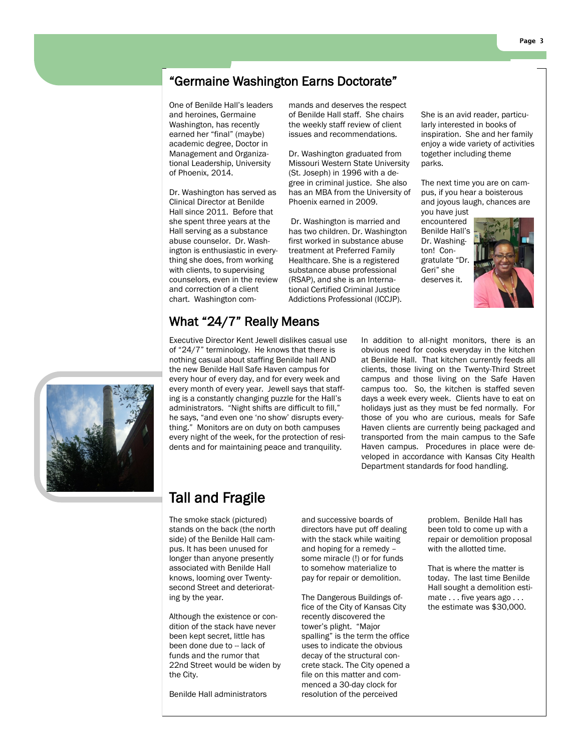## "Germaine Washington Earns Doctorate"

One of Benilde Hall's leaders and heroines, Germaine Washington, has recently earned her "final" (maybe) academic degree, Doctor in Management and Organizational Leadership, University of Phoenix, 2014.

Dr. Washington has served as Clinical Director at Benilde Hall since 2011. Before that she spent three years at the Hall serving as a substance abuse counselor. Dr. Washington is enthusiastic in everything she does, from working with clients, to supervising counselors, even in the review and correction of a client chart. Washington commands and deserves the respect of Benilde Hall staff. She chairs the weekly staff review of client issues and recommendations.

Dr. Washington graduated from Missouri Western State University (St. Joseph) in 1996 with a degree in criminal justice. She also has an MBA from the University of Phoenix earned in 2009.

Dr. Washington is married and has two children. Dr. Washington first worked in substance abuse treatment at Preferred Family Healthcare. She is a registered substance abuse professional (RSAP), and she is an International Certified Criminal Justice Addictions Professional (ICCJP).

She is an avid reader, particularly interested in books of inspiration. She and her family enjoy a wide variety of activities together including theme parks.

The next time you are on campus, if you hear a boisterous and joyous laugh, chances are you have just encountered Benilde Hall's Dr. Washington! Congratulate "Dr. Geri" she deserves it.

## What "24/7" Really Means

Executive Director Kent Jewell dislikes casual use of "24/7" terminology. He knows that there is nothing casual about staffing Benilde hall AND the new Benilde Hall Safe Haven campus for every hour of every day, and for every week and every month of every year. Jewell says that staffing is a constantly changing puzzle for the Hall's administrators. "Night shifts are difficult to fill," he says, "and even one 'no show' disrupts everything." Monitors are on duty on both campuses every night of the week, for the protection of residents and for maintaining peace and tranquility.

In addition to all-night monitors, there is an obvious need for cooks everyday in the kitchen at Benilde Hall. That kitchen currently feeds all clients, those living on the Twenty-Third Street campus and those living on the Safe Haven campus too. So, the kitchen is staffed seven days a week every week. Clients have to eat on holidays just as they must be fed normally. For those of you who are curious, meals for Safe Haven clients are currently being packaged and transported from the main campus to the Safe Haven campus. Procedures in place were developed in accordance with Kansas City Health Department standards for food handling.

## Tall and Fragile

The smoke stack (pictured) stands on the back (the north side) of the Benilde Hall campus. It has been unused for longer than anyone presently associated with Benilde Hall knows, looming over Twenty-second Street and deteriorating by the year.

Although the existence or condition of the stack have never been kept secret, little has been done due to -- lack of funds and the rumor that 22nd Street would be widen by the City.

Benilde Hall administrators and successive boards of directors have put off dealing with the stack while waiting and hoping for a remedy – some miracle (!) or for funds to somehow materialize to pay for repair or demolition.

The Dangerous Buildings office of the City of Kansas City recently discovered the tower's plight. "Major spalling" is the term the office uses to indicate the obvious decay of the structural concrete stack. The City opened a file on this matter and commenced a 30-day clock for resolution of the perceived problem. Benilde Hall has been told to come up with a repair or demolition proposal with the allotted time.

That is where the matter is today. The last time Benilde Hall sought a demolition estimate . . . five years ago . . . the estimate was $30,000.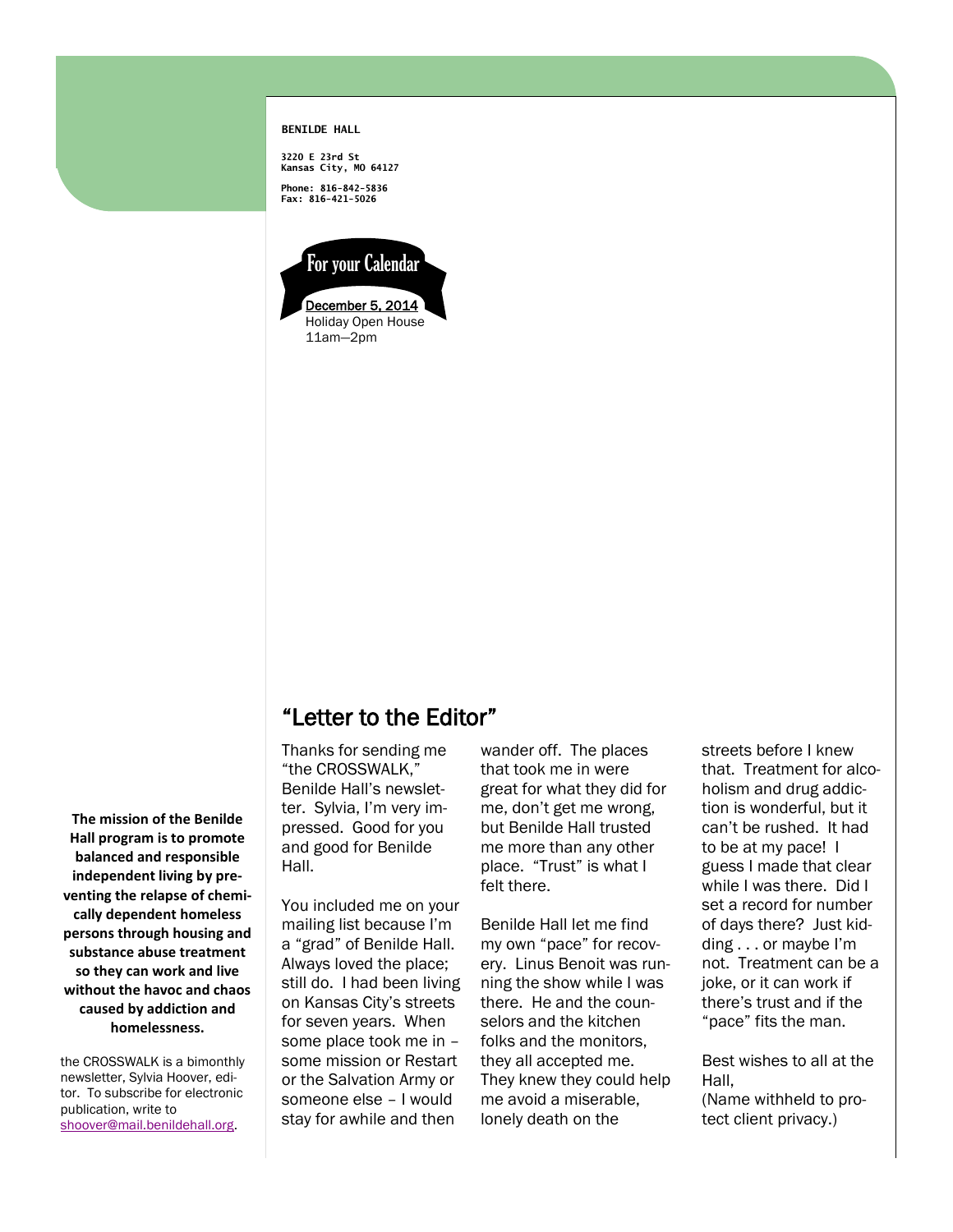**BENILDE HALL**

**3220 E 23rd St**
**Kansas City, MO 64127**

**Phone: 816-842-5836**
**Fax: 816-421-5026**

**For your Calendar**

December 5, 2014
Holiday Open House
11am—2pm

**The mission of the Benilde Hall program is to promote balanced and responsible independent living by preventing the relapse of chemically dependent homeless persons through housing and substance abuse treatment so they can work and live without the havoc and chaos caused by addiction and homelessness.**

the CROSSWALK is a bimonthly newsletter, Sylvia Hoover, editor. To subscribe for electronic publication, write to shoover@mail.benildehall.org.

## "Letter to the Editor"

Thanks for sending me "the CROSSWALK," Benilde Hall's newsletter. Sylvia, I'm very impressed. Good for you and good for Benilde Hall.

You included me on your mailing list because I'm a "grad" of Benilde Hall. Always loved the place; still do. I had been living on Kansas City's streets for seven years. When some place took me in – some mission or Restart or the Salvation Army or someone else – I would stay for awhile and then wander off. The places that took me in were great for what they did for me, don't get me wrong, but Benilde Hall trusted me more than any other place. "Trust" is what I felt there.

Benilde Hall let me find my own "pace" for recovery. Linus Benoit was running the show while I was there. He and the counselors and the kitchen folks and the monitors, they all accepted me. They knew they could help me avoid a miserable, lonely death on the streets before I knew that. Treatment for alcoholism and drug addiction is wonderful, but it can't be rushed. It had to be at my pace! I guess I made that clear while I was there. Did I set a record for number of days there? Just kidding . . . or maybe I'm not. Treatment can be a joke, or it can work if there's trust and if the "pace" fits the man.

Best wishes to all at the Hall,
(Name withheld to protect client privacy.)